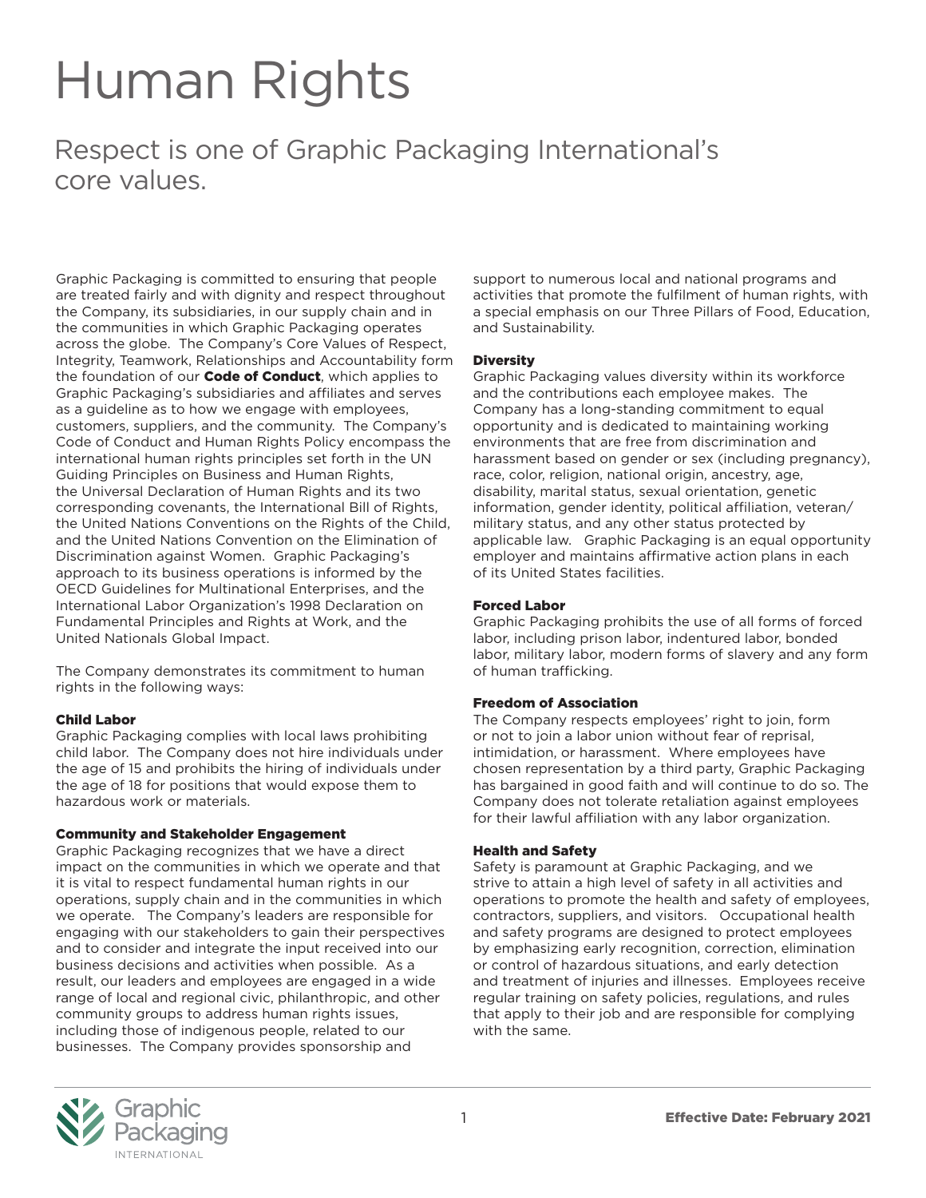# Human Rights

## Respect is one of Graphic Packaging International's core values.

Graphic Packaging is committed to ensuring that people are treated fairly and with dignity and respect throughout the Company, its subsidiaries, in our supply chain and in the communities in which Graphic Packaging operates across the globe. The Company's Core Values of Respect, Integrity, Teamwork, Relationships and Accountability form the foundation of our **Code of Conduct**, which applies to Graphic Packaging's subsidiaries and affiliates and serves as a guideline as to how we engage with employees, customers, suppliers, and the community. The Company's Code of Conduct and Human Rights Policy encompass the international human rights principles set forth in the UN Guiding Principles on Business and Human Rights, the Universal Declaration of Human Rights and its two corresponding covenants, the International Bill of Rights, the United Nations Conventions on the Rights of the Child, and the United Nations Convention on the Elimination of Discrimination against Women. Graphic Packaging's approach to its business operations is informed by the OECD Guidelines for Multinational Enterprises, and the International Labor Organization's 1998 Declaration on Fundamental Principles and Rights at Work, and the United Nationals Global Impact.

The Company demonstrates its commitment to human rights in the following ways:

### Child Labor

Graphic Packaging complies with local laws prohibiting child labor. The Company does not hire individuals under the age of 15 and prohibits the hiring of individuals under the age of 18 for positions that would expose them to hazardous work or materials.

### Community and Stakeholder Engagement

Graphic Packaging recognizes that we have a direct impact on the communities in which we operate and that it is vital to respect fundamental human rights in our operations, supply chain and in the communities in which we operate. The Company's leaders are responsible for engaging with our stakeholders to gain their perspectives and to consider and integrate the input received into our business decisions and activities when possible. As a result, our leaders and employees are engaged in a wide range of local and regional civic, philanthropic, and other community groups to address human rights issues, including those of indigenous people, related to our businesses. The Company provides sponsorship and support to numerous local and national programs and activities that promote the fulfilment of human rights, with a special emphasis on our Three Pillars of Food, Education, and Sustainability.

### Diversity

Graphic Packaging values diversity within its workforce and the contributions each employee makes. The Company has a long-standing commitment to equal opportunity and is dedicated to maintaining working environments that are free from discrimination and harassment based on gender or sex (including pregnancy), race, color, religion, national origin, ancestry, age, disability, marital status, sexual orientation, genetic information, gender identity, political affiliation, veteran/military status, and any other status protected by applicable law. Graphic Packaging is an equal opportunity employer and maintains affirmative action plans in each of its United States facilities.

### Forced Labor

Graphic Packaging prohibits the use of all forms of forced labor, including prison labor, indentured labor, bonded labor, military labor, modern forms of slavery and any form of human trafficking.

### Freedom of Association

The Company respects employees' right to join, form or not to join a labor union without fear of reprisal, intimidation, or harassment. Where employees have chosen representation by a third party, Graphic Packaging has bargained in good faith and will continue to do so. The Company does not tolerate retaliation against employees for their lawful affiliation with any labor organization.

### Health and Safety

Safety is paramount at Graphic Packaging, and we strive to attain a high level of safety in all activities and operations to promote the health and safety of employees, contractors, suppliers, and visitors. Occupational health and safety programs are designed to protect employees by emphasizing early recognition, correction, elimination or control of hazardous situations, and early detection and treatment of injuries and illnesses. Employees receive regular training on safety policies, regulations, and rules that apply to their job and are responsible for complying with the same.

**Effective Date: February 2021**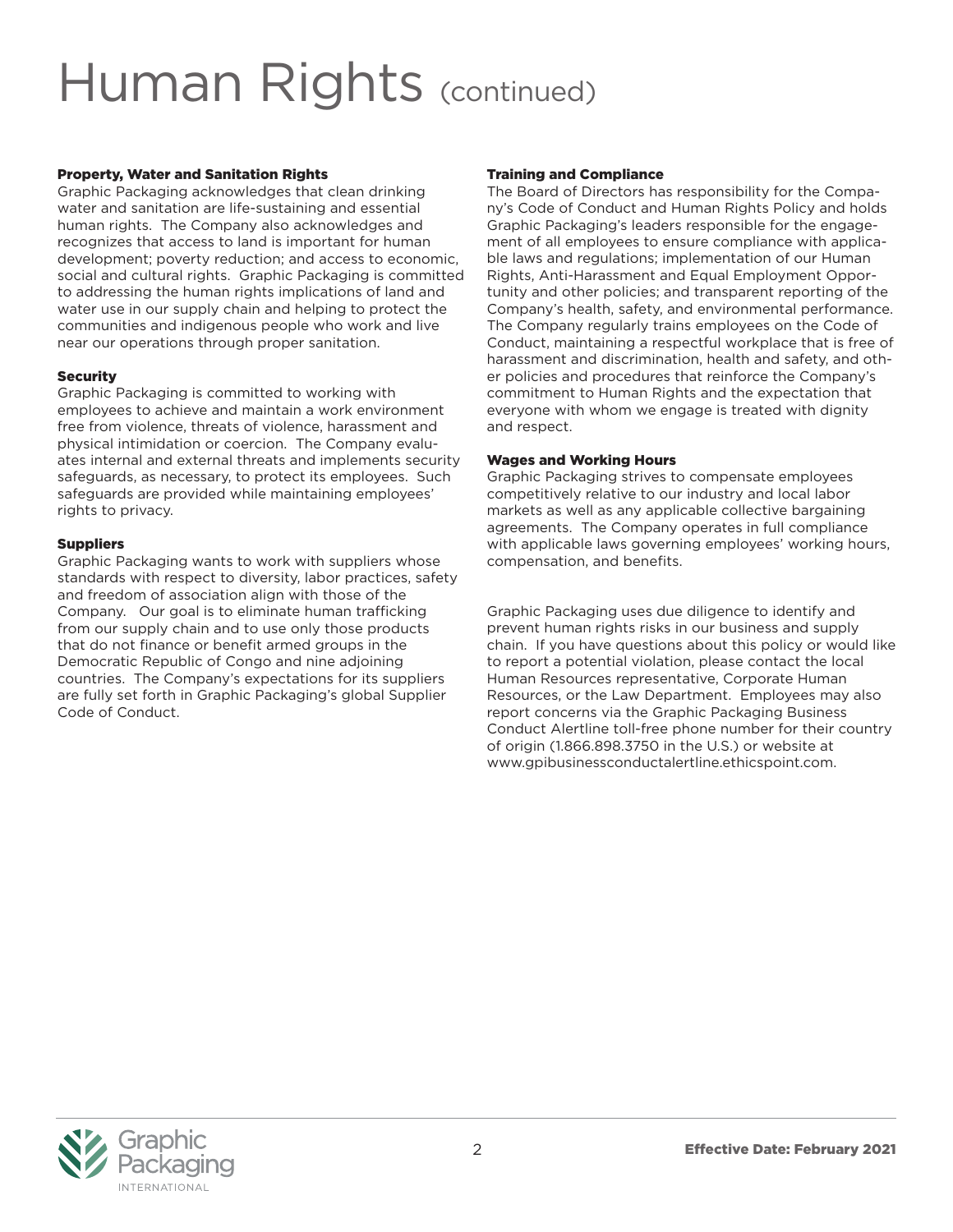# Human Rights (continued)

### Property, Water and Sanitation Rights

Graphic Packaging acknowledges that clean drinking water and sanitation are life-sustaining and essential human rights. The Company also acknowledges and recognizes that access to land is important for human development; poverty reduction; and access to economic, social and cultural rights. Graphic Packaging is committed to addressing the human rights implications of land and water use in our supply chain and helping to protect the communities and indigenous people who work and live near our operations through proper sanitation.

### Security

Graphic Packaging is committed to working with employees to achieve and maintain a work environment free from violence, threats of violence, harassment and physical intimidation or coercion. The Company evaluates internal and external threats and implements security safeguards, as necessary, to protect its employees. Such safeguards are provided while maintaining employees' rights to privacy.

### Suppliers

Graphic Packaging wants to work with suppliers whose standards with respect to diversity, labor practices, safety and freedom of association align with those of the Company. Our goal is to eliminate human trafficking from our supply chain and to use only those products that do not finance or benefit armed groups in the Democratic Republic of Congo and nine adjoining countries. The Company's expectations for its suppliers are fully set forth in Graphic Packaging's global Supplier Code of Conduct.

### Training and Compliance

The Board of Directors has responsibility for the Company's Code of Conduct and Human Rights Policy and holds Graphic Packaging's leaders responsible for the engagement of all employees to ensure compliance with applicable laws and regulations; implementation of our Human Rights, Anti-Harassment and Equal Employment Opportunity and other policies; and transparent reporting of the Company's health, safety, and environmental performance. The Company regularly trains employees on the Code of Conduct, maintaining a respectful workplace that is free of harassment and discrimination, health and safety, and other policies and procedures that reinforce the Company's commitment to Human Rights and the expectation that everyone with whom we engage is treated with dignity and respect.

### Wages and Working Hours

Graphic Packaging strives to compensate employees competitively relative to our industry and local labor markets as well as any applicable collective bargaining agreements. The Company operates in full compliance with applicable laws governing employees' working hours, compensation, and benefits.

Graphic Packaging uses due diligence to identify and prevent human rights risks in our business and supply chain. If you have questions about this policy or would like to report a potential violation, please contact the local Human Resources representative, Corporate Human Resources, or the Law Department. Employees may also report concerns via the Graphic Packaging Business Conduct Alertline toll-free phone number for their country of origin (1.866.898.3750 in the U.S.) or website at www.gpibusinessconductalertline.ethicspoint.com.

**Effective Date: February 2021**